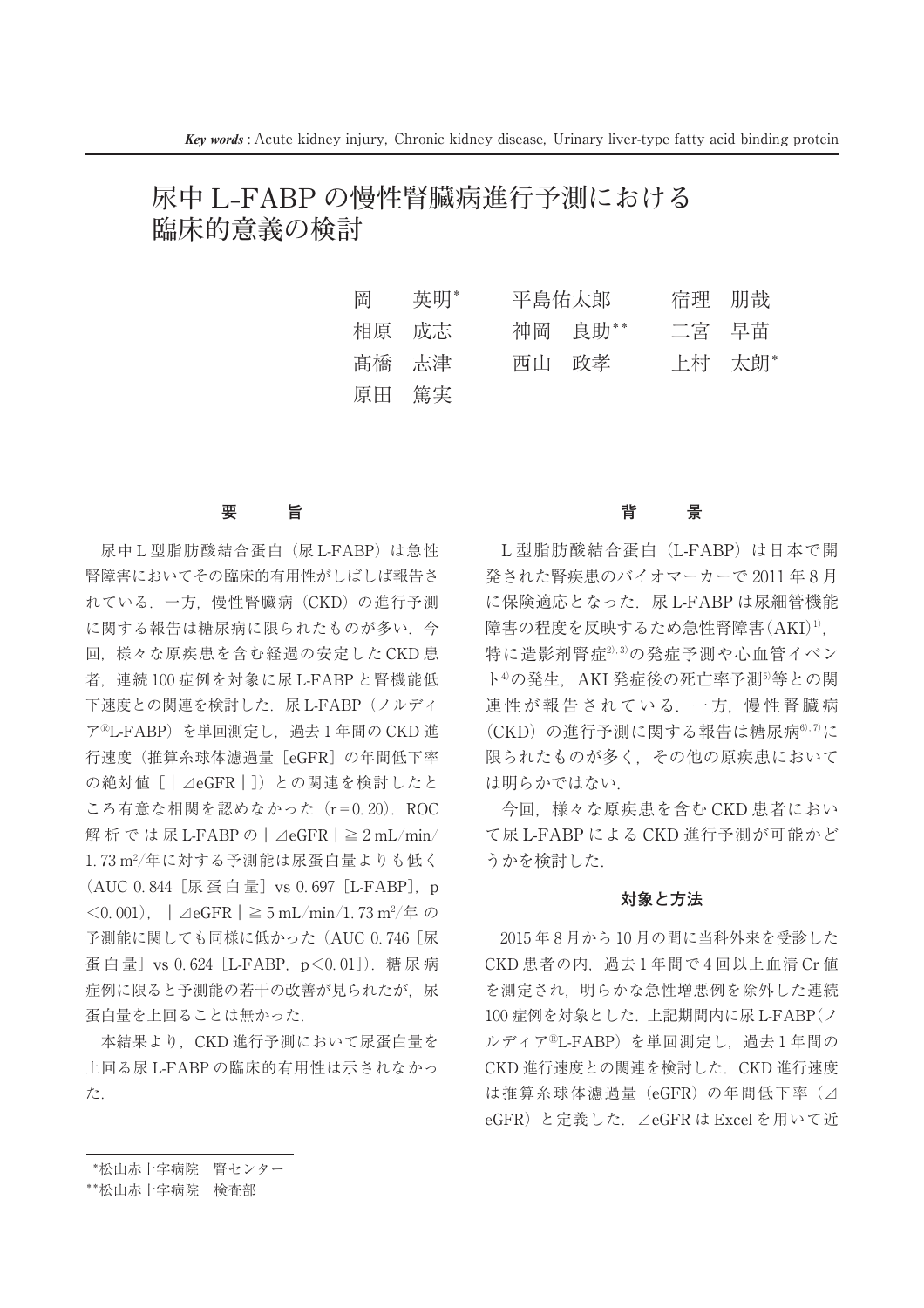***Key words*** : Acute kidney injury, Chronic kidney disease, Urinary liver-type fatty acid binding protein

# 尿中 L-FABP の慢性腎臓病進行予測における臨床的意義の検討

岡　英明* 　平島佑太郎　宿理　朋哉
相原　成志　神岡　良助**　二宮　早苗
髙橋　志津　西山　政孝　上村　太朗*
原田　篤実

## 要　旨

尿中 L 型脂肪酸結合蛋白（尿 L-FABP）は急性腎障害においてその臨床的有用性がしばしば報告されている．一方，慢性腎臓病（CKD）の進行予測に関する報告は糖尿病に限られたものが多い．今回，様々な原疾患を含む経過の安定した CKD 患者，連続 100 症例を対象に尿 L-FABP と腎機能低下速度との関連を検討した．尿 L-FABP（ノルディア®L-FABP）を単回測定し，過去 1 年間の CKD 進行速度（推算糸球体濾過量［eGFR］の年間低下率の絶対値［｜⊿eGFR｜］）との関連を検討したところ有意な相関を認めなかった（r＝0.20）．ROC 解析では尿 L-FABP の｜⊿eGFR｜≧ 2 mL/min/1.73 $m^2$/年に対する予測能は尿蛋白量よりも低く（AUC 0.844［尿蛋白量］vs 0.697［L-FABP］，$p<0.001$），｜⊿eGFR｜≧ 5 mL/min/1.73 $m^2$/年の予測能に関しても同様に低かった（AUC 0.746［尿蛋白量］vs 0.624［L-FABP，$p<0.01$］）．糖尿病症例に限ると予測能の若干の改善が見られたが，尿蛋白量を上回ることは無かった．

本結果より，CKD 進行予測において尿蛋白量を上回る尿 L-FABP の臨床的有用性は示されなかった．

## 背　景

L 型脂肪酸結合蛋白（L-FABP）は日本で開発された腎疾患のバイオマーカーで 2011 年 8 月に保険適応となった．尿 L-FABP は尿細管機能障害の程度を反映するため急性腎障害（AKI）[1]，特に造影剤腎症[2,3]の発症予測や心血管イベント[4]の発生，AKI 発症後の死亡率予測[5]等との関連性が報告されている．一方，慢性腎臓病（CKD）の進行予測に関する報告は糖尿病[6,7]に限られたものが多く，その他の原疾患においては明らかではない．

今回，様々な原疾患を含む CKD 患者において尿 L-FABP による CKD 進行予測が可能かどうかを検討した．

## 対象と方法

2015 年 8 月から 10 月の間に当科外来を受診した CKD 患者の内，過去 1 年間で 4 回以上血清 Cr 値を測定され，明らかな急性増悪例を除外した連続 100 症例を対象とした．上記期間内に尿 L-FABP（ノルディア®L-FABP）を単回測定し，過去 1 年間の CKD 進行速度との関連を検討した．CKD 進行速度は推算糸球体濾過量（eGFR）の年間低下率（⊿eGFR）と定義した．⊿eGFR は Excel を用いて近

*松山赤十字病院　腎センター
**松山赤十字病院　検査部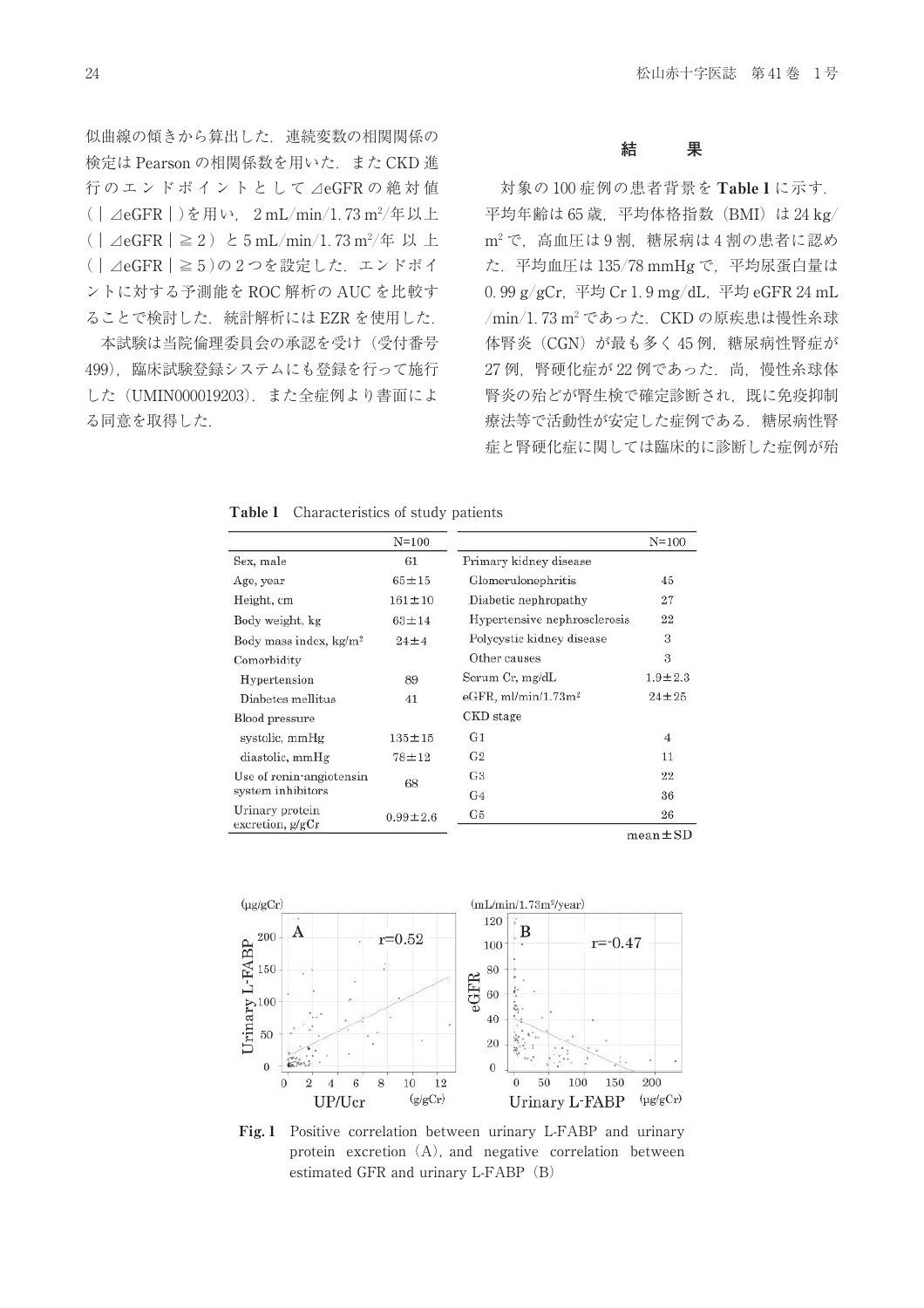似曲線の傾きから算出した．連続変数の相関関係の検定はPearsonの相関係数を用いた．またCKD進行のエンドポイントとして⊿eGFRの絶対値（|⊿eGFR|）を用い，2 mL/min/1.73 m$^2$/年以上（|⊿eGFR|≧2）と5 mL/min/1.73 m$^2$/年以上（|⊿eGFR|≧5）の2つを設定した．エンドポイントに対する予測能をROC解析のAUCを比較することで検討した．統計解析にはEZRを使用した．

本試験は当院倫理委員会の承認を受け（受付番号499），臨床試験登録システムにも登録を行って施行した（UMIN000019203）．また全症例より書面による同意を取得した．

## 結　果

対象の100症例の患者背景を**Table 1**に示す．平均年齢は65歳，平均体格指数（BMI）は24 kg/m$^2$で，高血圧は9割，糖尿病は4割の患者に認めた．平均血圧は135/78 mmHgで，平均尿蛋白量は0.99 g/gCr，平均Cr 1.9 mg/dL，平均eGFR 24 mL/min/1.73 m$^2$であった．CKDの原疾患は慢性糸球体腎炎（CGN）が最も多く45例，糖尿病性腎症が27例，腎硬化症が22例であった．尚，慢性糸球体腎炎の殆どが腎生検で確定診断され，既に免疫抑制療法等で活動性が安定した症例である．糖尿病性腎症と腎硬化症に関しては臨床的に診断した症例が殆

**Table 1**　Characteristics of study patients

| | N=100 |
|---|---|
| Sex, male | 61 |
| Age, year | 65±15 |
| Height, cm | 161±10 |
| Body weight, kg | 63±14 |
| Body mass index, kg/m$^2$ | 24±4 |
| Comorbidity | |
| Hypertension | 89 |
| Diabetes mellitus | 41 |
| Blood pressure | |
| systolic, mmHg | 135±15 |
| diastolic, mmHg | 78±12 |
| Use of renin-angiotensin system inhibitors | 68 |
| Urinary protein excretion, g/gCr | 0.99±2.6 |
| Primary kidney disease | |
| Glomerulonephritis | 45 |
| Diabetic nephropathy | 27 |
| Hypertensive nephrosclerosis | 22 |
| Polycystic kidney disease | 3 |
| Other causes | 3 |
| Serum Cr, mg/dL | 1.9±2.3 |
| eGFR, ml/min/1.73m$^2$ | 24±25 |
| CKD stage | |
| G1 | 4 |
| G2 | 11 |
| G3 | 22 |
| G4 | 36 |
| G5 | 26 |

mean±SD

**Fig. 1**　Positive correlation between urinary L-FABP and urinary protein excretion (A), and negative correlation between estimated GFR and urinary L-FABP (B)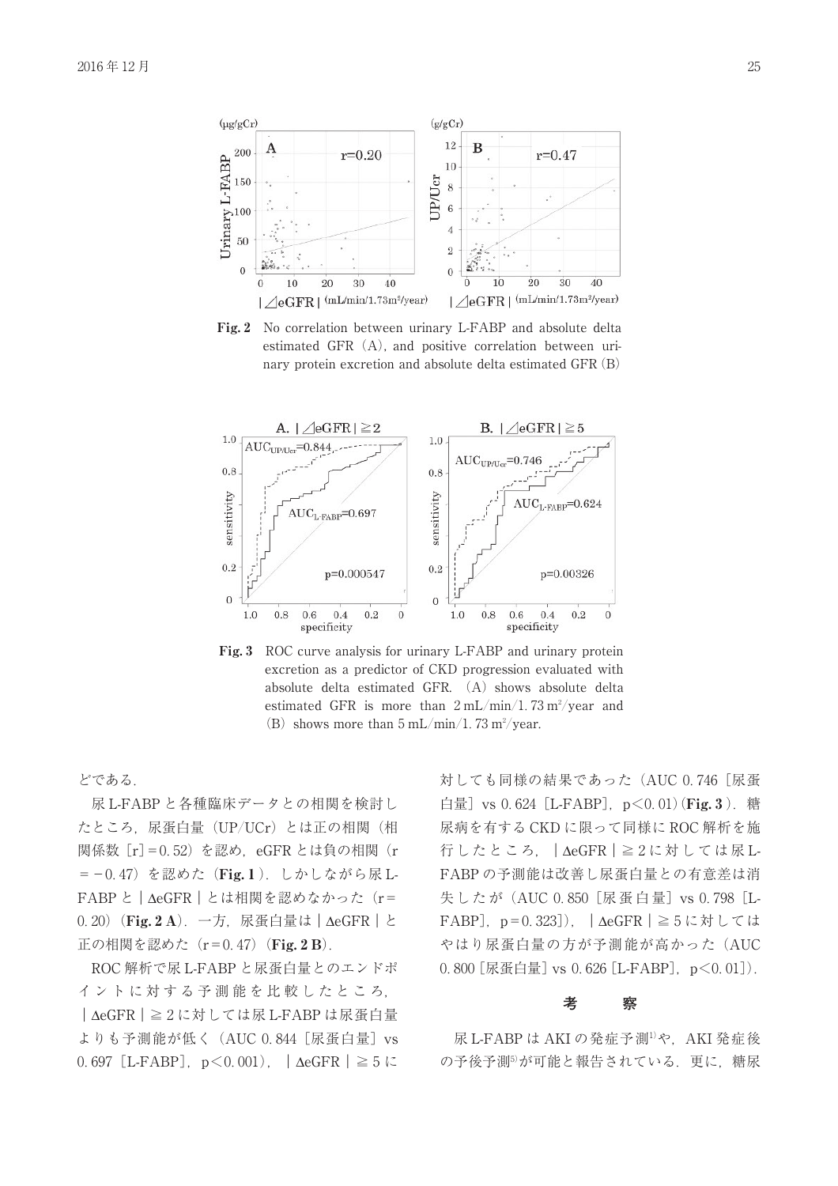Fig. 2 No correlation between urinary L-FABP and absolute delta estimated GFR (A), and positive correlation between urinary protein excretion and absolute delta estimated GFR (B)

Fig. 3 ROC curve analysis for urinary L-FABP and urinary protein excretion as a predictor of CKD progression evaluated with absolute delta estimated GFR. (A) shows absolute delta estimated GFR is more than 2 mL/min/1.73 m²/year and (B) shows more than 5 mL/min/1.73 m²/year.

どである．

尿L-FABPと各種臨床データとの相関を検討したところ，尿蛋白量（UP/UCr）とは正の相関（相関係数［r］=0.52）を認め，eGFRとは負の相関（r=−0.47）を認めた（**Fig. 1**）．しかしながら尿L-FABPと｜ΔeGFR｜とは相関を認めなかった（r=0.20）（**Fig. 2 A**）．一方，尿蛋白量は｜ΔeGFR｜と正の相関を認めた（r=0.47）（**Fig. 2 B**）．

ROC解析で尿L-FABPと尿蛋白量とのエンドポイントに対する予測能を比較したところ，｜ΔeGFR｜≧2に対しては尿L-FABPは尿蛋白量よりも予測能が低く（AUC 0.844［尿蛋白量］vs 0.697［L-FABP］，$p<0.001$），｜ΔeGFR｜≧5に対しても同様の結果であった（AUC 0.746［尿蛋白量］vs 0.624［L-FABP］，$p<0.01$）（**Fig. 3**）．糖尿病を有するCKDに限って同様にROC解析を施行したところ，｜ΔeGFR｜≧2に対しては尿L-FABPの予測能は改善し尿蛋白量との有意差は消失したが（AUC 0.850［尿蛋白量］vs 0.798［L-FABP］，$p=0.323$］），｜ΔeGFR｜≧5に対してはやはり尿蛋白量の方が予測能が高かった（AUC 0.800［尿蛋白量］vs 0.626［L-FABP］，$p<0.01$］）．

## 考　察

尿L-FABPはAKIの発症予測[1]や，AKI発症後の予後予測[5]が可能と報告されている．更に，糖尿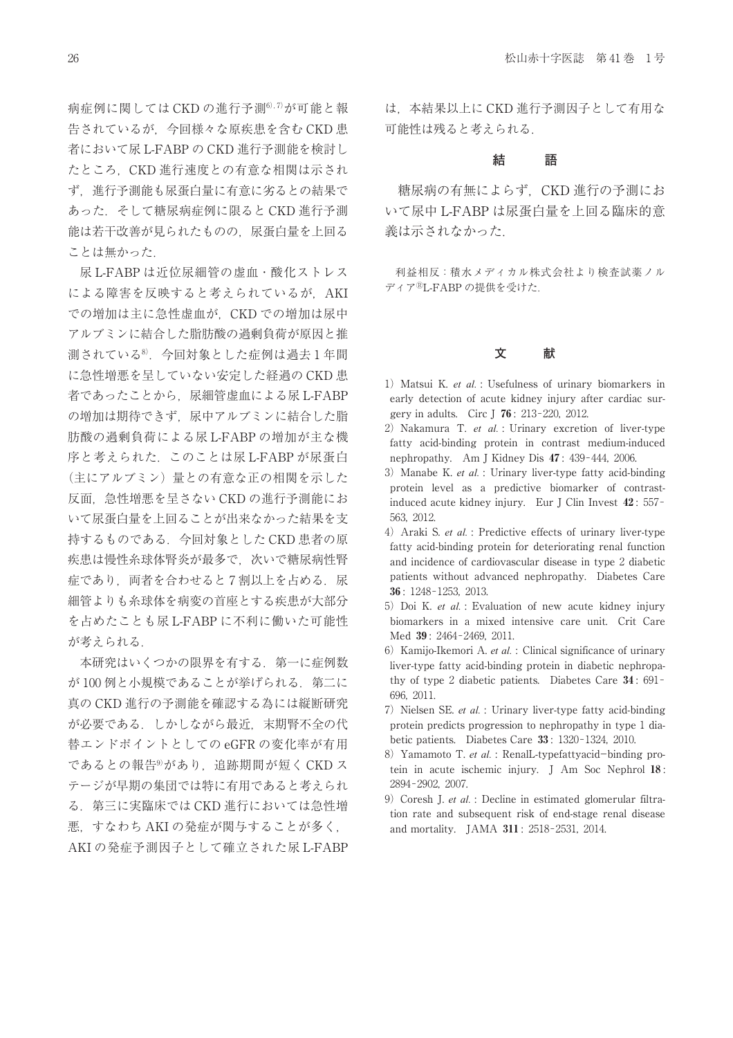病症例に関してはCKDの進行予測[6,7]が可能と報告されているが，今回様々な原疾患を含むCKD患者において尿L-FABPのCKD進行予測能を検討したところ，CKD進行速度との有意な相関は示されず，進行予測能も尿蛋白量に有意に劣るとの結果であった．そして糖尿病症例に限るとCKD進行予測能は若干改善が見られたものの，尿蛋白量を上回ることは無かった．

尿L-FABPは近位尿細管の虚血・酸化ストレスによる障害を反映すると考えられているが，AKIでの増加は主に急性虚血が，CKDでの増加は尿中アルブミンに結合した脂肪酸の過剰負荷が原因と推測されている[8]．今回対象とした症例は過去1年間に急性増悪を呈していない安定した経過のCKD患者であったことから，尿細管虚血による尿L-FABPの増加は期待できず，尿中アルブミンに結合した脂肪酸の過剰負荷による尿L-FABPの増加が主な機序と考えられた．このことは尿L-FABPが尿蛋白（主にアルブミン）量との有意な正の相関を示した反面，急性増悪を呈さないCKDの進行予測能において尿蛋白量を上回ることが出来なかった結果を支持するものである．今回対象としたCKD患者の原疾患は慢性糸球体腎炎が最多で，次いで糖尿病性腎症であり，両者を合わせると7割以上を占める．尿細管よりも糸球体を病変の首座とする疾患が大部分を占めたことも尿L-FABPに不利に働いた可能性が考えられる．

本研究はいくつかの限界を有する．第一に症例数が100例と小規模であることが挙げられる．第二に真のCKD進行の予測能を確認する為には縦断研究が必要である．しかしながら最近，末期腎不全の代替エンドポイントとしてのeGFRの変化率が有用であるとの報告[9]があり，追跡期間が短くCKDステージが早期の集団では特に有用であると考えられる．第三に実臨床ではCKD進行においては急性増悪，すなわちAKIの発症が関与することが多く，AKIの発症予測因子として確立された尿L-FABPは，本結果以上にCKD進行予測因子として有用な可能性は残ると考えられる．

## 結　語

糖尿病の有無によらず，CKD進行の予測において尿中L-FABPは尿蛋白量を上回る臨床的意義は示されなかった．

利益相反：積水メディカル株式会社より検査試薬ノルディア®L-FABPの提供を受けた．

## 文　献

1) Matsui K. *et al.* : Usefulness of urinary biomarkers in early detection of acute kidney injury after cardiac surgery in adults. Circ J **76** : 213-220, 2012.
2) Nakamura T. *et al.* : Urinary excretion of liver-type fatty acid-binding protein in contrast medium-induced nephropathy. Am J Kidney Dis **47** : 439-444, 2006.
3) Manabe K. *et al.* : Urinary liver-type fatty acid-binding protein level as a predictive biomarker of contrast-induced acute kidney injury. Eur J Clin Invest **42** : 557-563, 2012.
4) Araki S. *et al.* : Predictive effects of urinary liver-type fatty acid-binding protein for deteriorating renal function and incidence of cardiovascular disease in type 2 diabetic patients without advanced nephropathy. Diabetes Care **36** : 1248-1253, 2013.
5) Doi K. *et al.* : Evaluation of new acute kidney injury biomarkers in a mixed intensive care unit. Crit Care Med **39** : 2464-2469, 2011.
6) Kamijo-Ikemori A. *et al.* : Clinical significance of urinary liver-type fatty acid-binding protein in diabetic nephropathy of type 2 diabetic patients. Diabetes Care **34** : 691-696, 2011.
7) Nielsen SE. *et al.* : Urinary liver-type fatty acid-binding protein predicts progression to nephropathy in type 1 diabetic patients. Diabetes Care **33** : 1320-1324, 2010.
8) Yamamoto T. *et al.* : RenalL-typefattyacid−binding protein in acute ischemic injury. J Am Soc Nephrol **18** : 2894-2902, 2007.
9) Coresh J. *et al.* : Decline in estimated glomerular filtration rate and subsequent risk of end-stage renal disease and mortality. JAMA **311** : 2518-2531, 2014.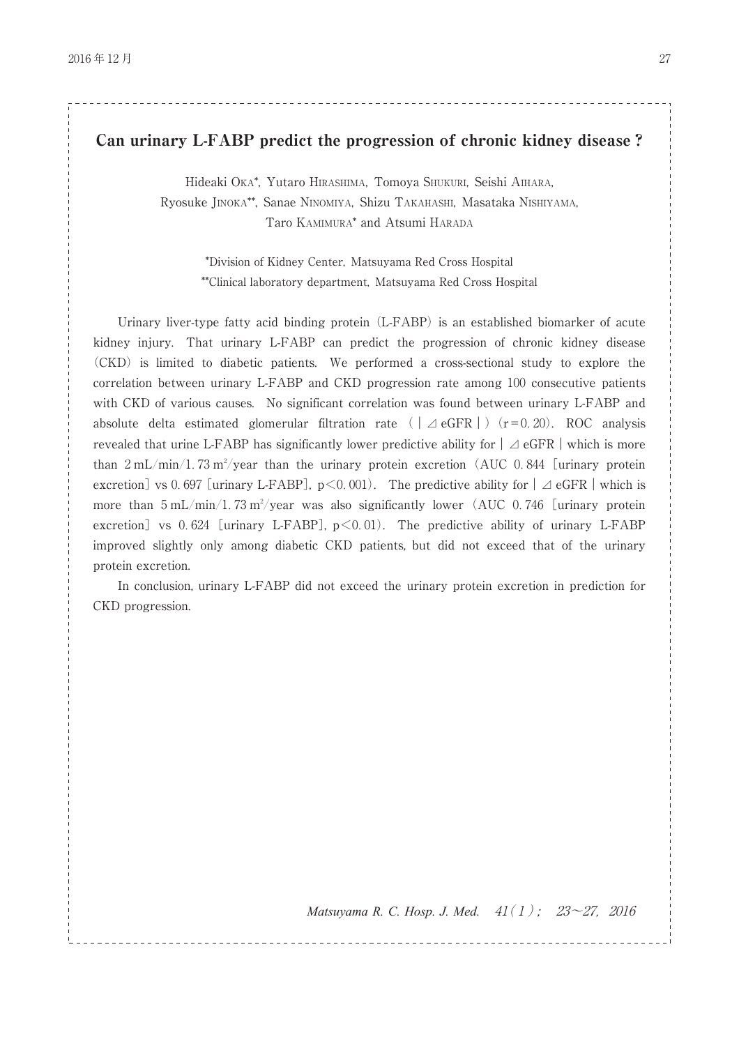## Can urinary L-FABP predict the progression of chronic kidney disease ?

Hideaki Oka*, Yutaro Hirashima, Tomoya Shukuri, Seishi Aihara, Ryosuke Jinoka**, Sanae Ninomiya, Shizu Takahashi, Masataka Nishiyama, Taro Kamimura* and Atsumi Harada

*Division of Kidney Center, Matsuyama Red Cross Hospital
**Clinical laboratory department, Matsuyama Red Cross Hospital

Urinary liver-type fatty acid binding protein (L-FABP) is an established biomarker of acute kidney injury. That urinary L-FABP can predict the progression of chronic kidney disease (CKD) is limited to diabetic patients. We performed a cross-sectional study to explore the correlation between urinary L-FABP and CKD progression rate among 100 consecutive patients with CKD of various causes. No significant correlation was found between urinary L-FABP and absolute delta estimated glomerular filtration rate ($|\varDelta$ eGFR$|$) ($r = 0.20$). ROC analysis revealed that urine L-FABP has significantly lower predictive ability for $|\varDelta$ eGFR$|$ which is more than 2 mL/min/1.73 $m^2$/year than the urinary protein excretion (AUC 0.844 [urinary protein excretion] vs 0.697 [urinary L-FABP], $p < 0.001$). The predictive ability for $|\varDelta$ eGFR$|$ which is more than 5 mL/min/1.73 $m^2$/year was also significantly lower (AUC 0.746 [urinary protein excretion] vs 0.624 [urinary L-FABP], $p < 0.01$). The predictive ability of urinary L-FABP improved slightly only among diabetic CKD patients, but did not exceed that of the urinary protein excretion.

In conclusion, urinary L-FABP did not exceed the urinary protein excretion in prediction for CKD progression.